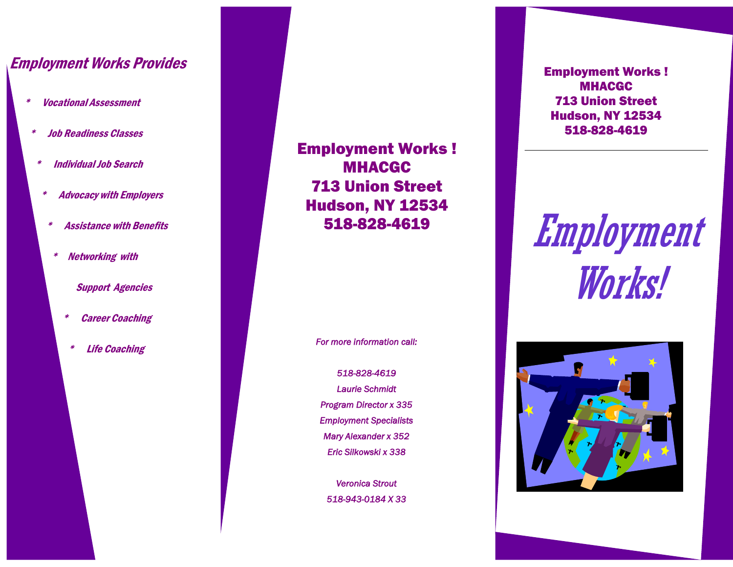## Employment Works Provides

- Vocational Assessment
- Job Readiness Classes
- Individual Job Search
- Advocacy with Employers
- Assistance with Benefits
- Networking with Support Agencies
- Career Coaching
- Life Coaching

**Employment Works !**
**MHACGC**
**713 Union Street**
**Hudson, NY 12534**
**518-828-4619**

*For more information call:*

*518-828-4619*
*Laurie Schmidt*
*Program Director x 335*
*Employment Specialists*
*Mary Alexander x 352*
*Eric Silkowski x 338*

*Veronica Strout*
*518-943-0184 X 33*

**Employment Works !**
**MHACGC**
**713 Union Street**
**Hudson, NY 12534**
**518-828-4619**

# Employment Works!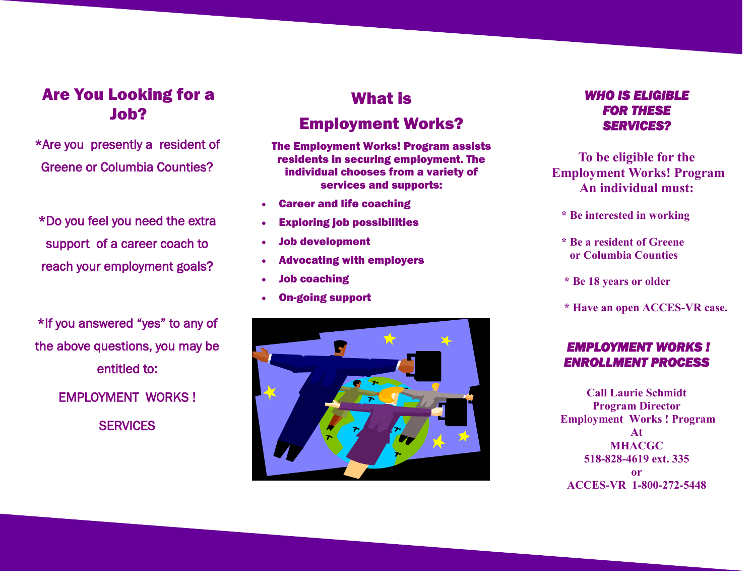## Are You Looking for a Job?

*Are you presently a resident of Greene or Columbia Counties?

*Do you feel you need the extra support of a career coach to reach your employment goals?

*If you answered "yes" to any of the above questions, you may be entitled to:

EMPLOYMENT WORKS !

SERVICES

## What is Employment Works?

**The Employment Works! Program assists residents in securing employment. The individual chooses from a variety of services and supports:**

- **Career and life coaching**
- **Exploring job possibilities**
- **Job development**
- **Advocating with employers**
- **Job coaching**
- **On-going support**

## *WHO IS ELIGIBLE FOR THESE SERVICES?*

**To be eligible for the Employment Works! Program An individual must:**

**\* Be interested in working**

**\* Be a resident of Greene or Columbia Counties**

**\* Be 18 years or older**

**\* Have an open ACCES-VR case.**

## *EMPLOYMENT WORKS ! ENROLLMENT PROCESS*

**Call Laurie Schmidt**
**Program Director**
**Employment Works ! Program**
**At**
**MHACGC**
**518-828-4619 ext. 335**
**or**
**ACCES-VR 1-800-272-5448**